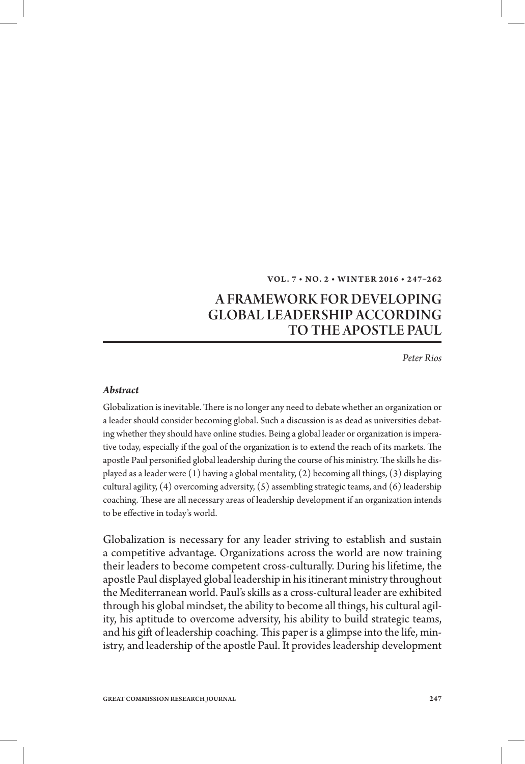# A FRAMEWORK FOR DEVELOPING GLOBAL LEADERSHIP ACCORDING TO THE APOSTLE PAUL

*Peter Rios*

### *Abstract*

Globalization is inevitable. There is no longer any need to debate whether an organization or a leader should consider becoming global. Such a discussion is as dead as universities debating whether they should have online studies. Being a global leader or organization is imperative today, especially if the goal of the organization is to extend the reach of its markets. The apostle Paul personified global leadership during the course of his ministry. The skills he displayed as a leader were (1) having a global mentality, (2) becoming all things, (3) displaying cultural agility, (4) overcoming adversity, (5) assembling strategic teams, and (6) leadership coaching. These are all necessary areas of leadership development if an organization intends to be effective in today's world.

Globalization is necessary for any leader striving to establish and sustain a competitive advantage. Organizations across the world are now training their leaders to become competent cross-culturally. During his lifetime, the apostle Paul displayed global leadership in his itinerant ministry throughout the Mediterranean world. Paul's skills as a cross-cultural leader are exhibited through his global mindset, the ability to become all things, his cultural agility, his aptitude to overcome adversity, his ability to build strategic teams, and his gift of leadership coaching. This paper is a glimpse into the life, ministry, and leadership of the apostle Paul. It provides leadership development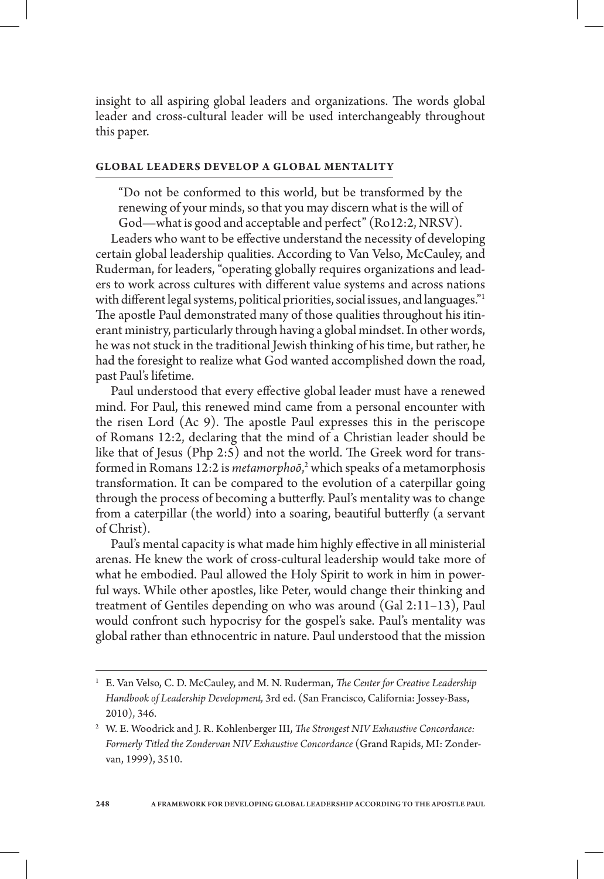insight to all aspiring global leaders and organizations. The words global leader and cross-cultural leader will be used interchangeably throughout this paper.

## GLOBAL LEADERS DEVELOP A GLOBAL MENTALITY

> "Do not be conformed to this world, but be transformed by the renewing of your minds, so that you may discern what is the will of God—what is good and acceptable and perfect" (Ro12:2, NRSV).

Leaders who want to be effective understand the necessity of developing certain global leadership qualities. According to Van Velso, McCauley, and Ruderman, for leaders, "operating globally requires organizations and leaders to work across cultures with different value systems and across nations with different legal systems, political priorities, social issues, and languages."[1] The apostle Paul demonstrated many of those qualities throughout his itinerant ministry, particularly through having a global mindset. In other words, he was not stuck in the traditional Jewish thinking of his time, but rather, he had the foresight to realize what God wanted accomplished down the road, past Paul's lifetime.

Paul understood that every effective global leader must have a renewed mind. For Paul, this renewed mind came from a personal encounter with the risen Lord (Ac 9). The apostle Paul expresses this in the periscope of Romans 12:2, declaring that the mind of a Christian leader should be like that of Jesus (Php 2:5) and not the world. The Greek word for transformed in Romans 12:2 is *metamorphoō*,[2] which speaks of a metamorphosis transformation. It can be compared to the evolution of a caterpillar going through the process of becoming a butterfly. Paul's mentality was to change from a caterpillar (the world) into a soaring, beautiful butterfly (a servant of Christ).

Paul's mental capacity is what made him highly effective in all ministerial arenas. He knew the work of cross-cultural leadership would take more of what he embodied. Paul allowed the Holy Spirit to work in him in powerful ways. While other apostles, like Peter, would change their thinking and treatment of Gentiles depending on who was around (Gal 2:11–13), Paul would confront such hypocrisy for the gospel's sake. Paul's mentality was global rather than ethnocentric in nature. Paul understood that the mission

---

[1] E. Van Velso, C. D. McCauley, and M. N. Ruderman, *The Center for Creative Leadership Handbook of Leadership Development,* 3rd ed. (San Francisco, California: Jossey-Bass, 2010), 346.

[2] W. E. Woodrick and J. R. Kohlenberger III, *The Strongest NIV Exhaustive Concordance: Formerly Titled the Zondervan NIV Exhaustive Concordance* (Grand Rapids, MI: Zondervan, 1999), 3510.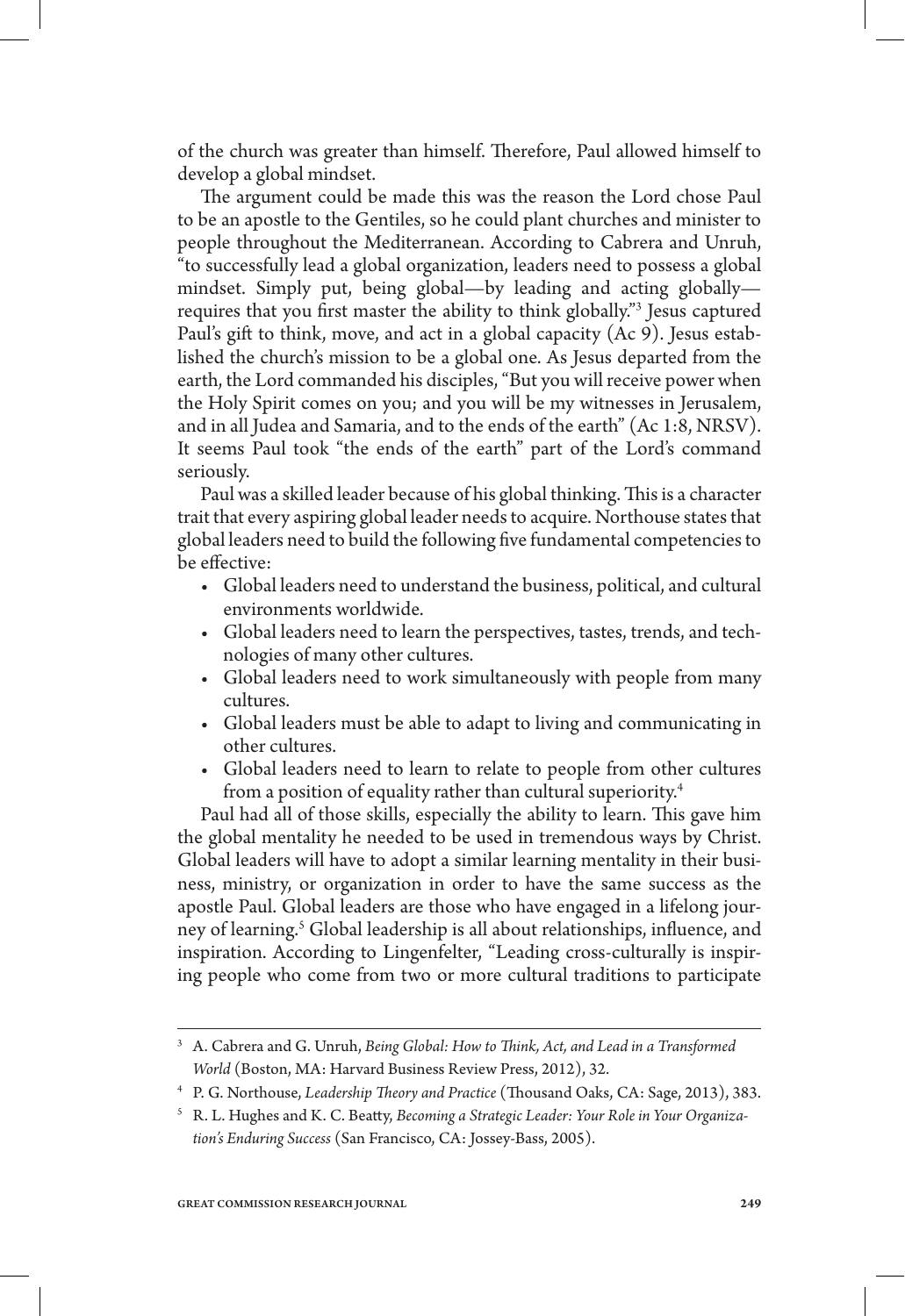of the church was greater than himself. Therefore, Paul allowed himself to develop a global mindset.

The argument could be made this was the reason the Lord chose Paul to be an apostle to the Gentiles, so he could plant churches and minister to people throughout the Mediterranean. According to Cabrera and Unruh, "to successfully lead a global organization, leaders need to possess a global mindset. Simply put, being global—by leading and acting globally—requires that you first master the ability to think globally."[3] Jesus captured Paul's gift to think, move, and act in a global capacity (Ac 9). Jesus established the church's mission to be a global one. As Jesus departed from the earth, the Lord commanded his disciples, "But you will receive power when the Holy Spirit comes on you; and you will be my witnesses in Jerusalem, and in all Judea and Samaria, and to the ends of the earth" (Ac 1:8, NRSV). It seems Paul took "the ends of the earth" part of the Lord's command seriously.

Paul was a skilled leader because of his global thinking. This is a character trait that every aspiring global leader needs to acquire. Northouse states that global leaders need to build the following five fundamental competencies to be effective:

- Global leaders need to understand the business, political, and cultural environments worldwide.
- Global leaders need to learn the perspectives, tastes, trends, and technologies of many other cultures.
- Global leaders need to work simultaneously with people from many cultures.
- Global leaders must be able to adapt to living and communicating in other cultures.
- Global leaders need to learn to relate to people from other cultures from a position of equality rather than cultural superiority.[4]

Paul had all of those skills, especially the ability to learn. This gave him the global mentality he needed to be used in tremendous ways by Christ. Global leaders will have to adopt a similar learning mentality in their business, ministry, or organization in order to have the same success as the apostle Paul. Global leaders are those who have engaged in a lifelong journey of learning.[5] Global leadership is all about relationships, influence, and inspiration. According to Lingenfelter, "Leading cross-culturally is inspiring people who come from two or more cultural traditions to participate

---

[3] A. Cabrera and G. Unruh, *Being Global: How to Think, Act, and Lead in a Transformed World* (Boston, MA: Harvard Business Review Press, 2012), 32.

[4] P. G. Northouse, *Leadership Theory and Practice* (Thousand Oaks, CA: Sage, 2013), 383.

[5] R. L. Hughes and K. C. Beatty, *Becoming a Strategic Leader: Your Role in Your Organization's Enduring Success* (San Francisco, CA: Jossey-Bass, 2005).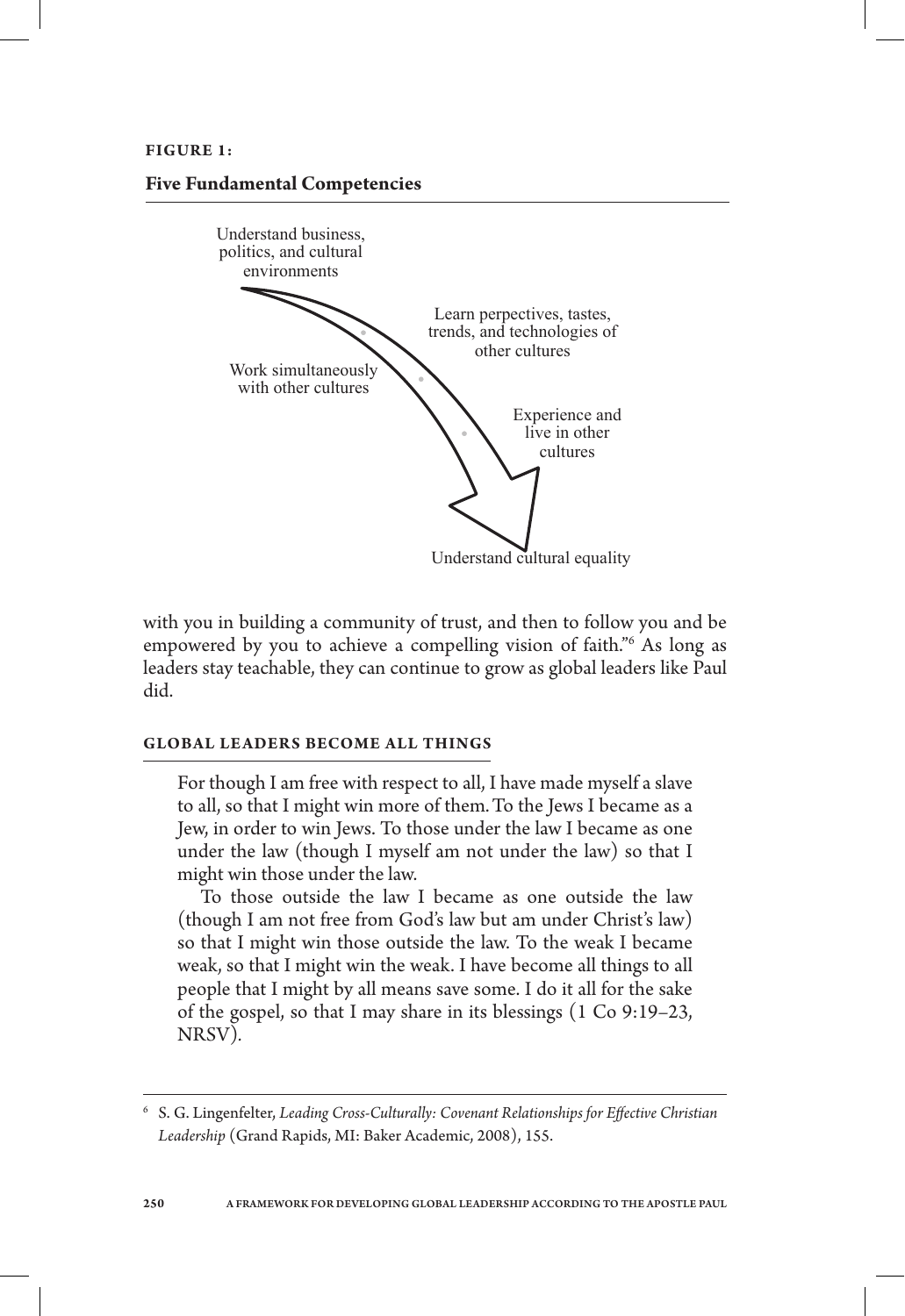**FIGURE 1:**

**Five Fundamental Competencies**

Understand business, politics, and cultural environments

Learn perpectives, tastes, trends, and technologies of other cultures

Work simultaneously with other cultures

Experience and live in other cultures

Understand cultural equality

with you in building a community of trust, and then to follow you and be empowered by you to achieve a compelling vision of faith."[6] As long as leaders stay teachable, they can continue to grow as global leaders like Paul did.

#### GLOBAL LEADERS BECOME ALL THINGS

> For though I am free with respect to all, I have made myself a slave to all, so that I might win more of them. To the Jews I became as a Jew, in order to win Jews. To those under the law I became as one under the law (though I myself am not under the law) so that I might win those under the law.
>
> To those outside the law I became as one outside the law (though I am not free from God's law but am under Christ's law) so that I might win those outside the law. To the weak I became weak, so that I might win the weak. I have become all things to all people that I might by all means save some. I do it all for the sake of the gospel, so that I may share in its blessings (1 Co 9:19–23, NRSV).

---

[6] S. G. Lingenfelter, *Leading Cross-Culturally: Covenant Relationships for Effective Christian Leadership* (Grand Rapids, MI: Baker Academic, 2008), 155.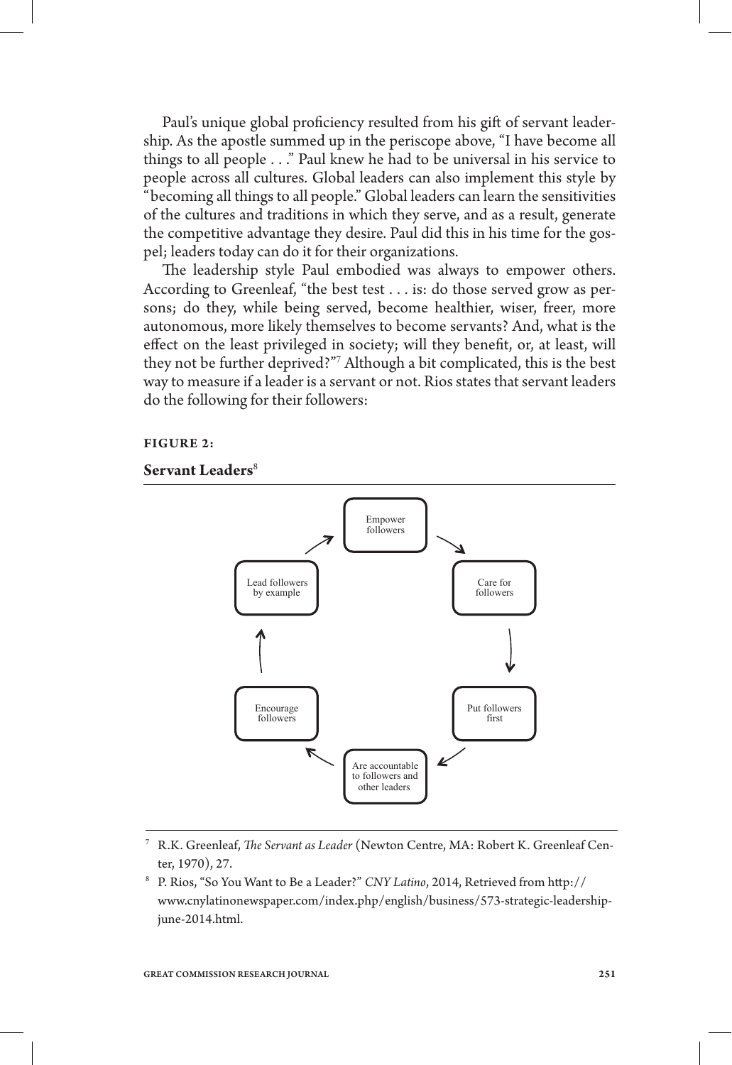Paul's unique global proficiency resulted from his gift of servant leadership. As the apostle summed up in the periscope above, "I have become all things to all people . . ." Paul knew he had to be universal in his service to people across all cultures. Global leaders can also implement this style by "becoming all things to all people." Global leaders can learn the sensitivities of the cultures and traditions in which they serve, and as a result, generate the competitive advantage they desire. Paul did this in his time for the gospel; leaders today can do it for their organizations.

The leadership style Paul embodied was always to empower others. According to Greenleaf, "the best test . . . is: do those served grow as persons; do they, while being served, become healthier, wiser, freer, more autonomous, more likely themselves to become servants? And, what is the effect on the least privileged in society; will they benefit, or, at least, will they not be further deprived?"[7] Although a bit complicated, this is the best way to measure if a leader is a servant or not. Rios states that servant leaders do the following for their followers:

**FIGURE 2:**

**Servant Leaders**[8]

Empower followers → Care for followers → Put followers first → Are accountable to followers and other leaders → Encourage followers → Lead followers by example → Empower followers

---

[7] R.K. Greenleaf, *The Servant as Leader* (Newton Centre, MA: Robert K. Greenleaf Center, 1970), 27.

[8] P. Rios, "So You Want to Be a Leader?" *CNY Latino*, 2014, Retrieved from http://www.cnylatinonewspaper.com/index.php/english/business/573-strategic-leadership-june-2014.html.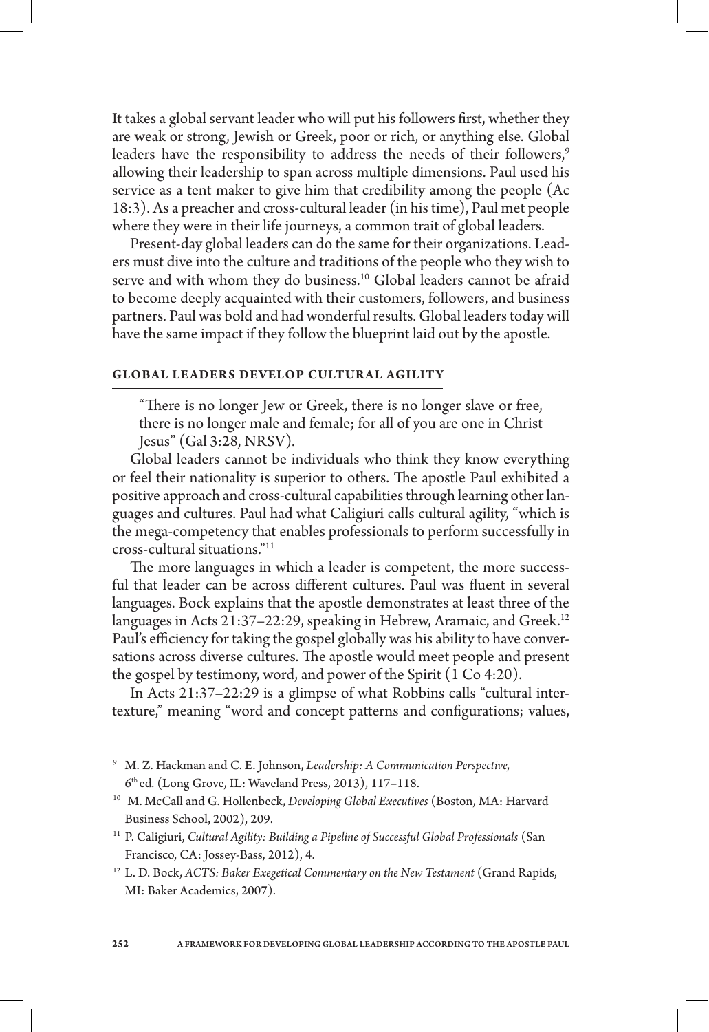It takes a global servant leader who will put his followers first, whether they are weak or strong, Jewish or Greek, poor or rich, or anything else. Global leaders have the responsibility to address the needs of their followers,[9] allowing their leadership to span across multiple dimensions. Paul used his service as a tent maker to give him that credibility among the people (Ac 18:3). As a preacher and cross-cultural leader (in his time), Paul met people where they were in their life journeys, a common trait of global leaders.

Present-day global leaders can do the same for their organizations. Leaders must dive into the culture and traditions of the people who they wish to serve and with whom they do business.[10] Global leaders cannot be afraid to become deeply acquainted with their customers, followers, and business partners. Paul was bold and had wonderful results. Global leaders today will have the same impact if they follow the blueprint laid out by the apostle.

### GLOBAL LEADERS DEVELOP CULTURAL AGILITY

> "There is no longer Jew or Greek, there is no longer slave or free, there is no longer male and female; for all of you are one in Christ Jesus" (Gal 3:28, NRSV).

Global leaders cannot be individuals who think they know everything or feel their nationality is superior to others. The apostle Paul exhibited a positive approach and cross-cultural capabilities through learning other languages and cultures. Paul had what Caligiuri calls cultural agility, "which is the mega-competency that enables professionals to perform successfully in cross-cultural situations."[11]

The more languages in which a leader is competent, the more successful that leader can be across different cultures. Paul was fluent in several languages. Bock explains that the apostle demonstrates at least three of the languages in Acts 21:37–22:29, speaking in Hebrew, Aramaic, and Greek.[12] Paul's efficiency for taking the gospel globally was his ability to have conversations across diverse cultures. The apostle would meet people and present the gospel by testimony, word, and power of the Spirit (1 Co 4:20).

In Acts 21:37–22:29 is a glimpse of what Robbins calls "cultural intertexture," meaning "word and concept patterns and configurations; values,

---

[9] M. Z. Hackman and C. E. Johnson, *Leadership: A Communication Perspective,* 6th ed*.* (Long Grove, IL: Waveland Press, 2013), 117–118.

[10] M. McCall and G. Hollenbeck, *Developing Global Executives* (Boston, MA: Harvard Business School, 2002), 209.

[11] P. Caligiuri, *Cultural Agility: Building a Pipeline of Successful Global Professionals* (San Francisco, CA: Jossey-Bass, 2012), 4.

[12] L. D. Bock, *ACTS: Baker Exegetical Commentary on the New Testament* (Grand Rapids, MI: Baker Academics, 2007).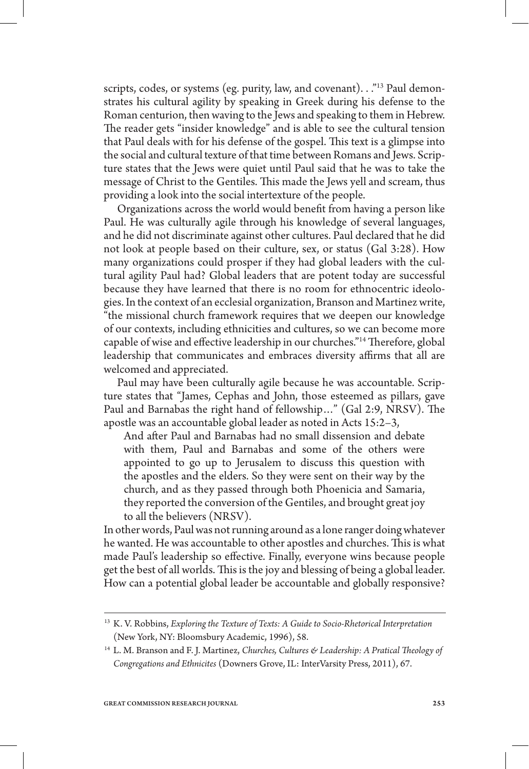scripts, codes, or systems (eg. purity, law, and covenant). . ."[13] Paul demonstrates his cultural agility by speaking in Greek during his defense to the Roman centurion, then waving to the Jews and speaking to them in Hebrew. The reader gets "insider knowledge" and is able to see the cultural tension that Paul deals with for his defense of the gospel. This text is a glimpse into the social and cultural texture of that time between Romans and Jews. Scripture states that the Jews were quiet until Paul said that he was to take the message of Christ to the Gentiles. This made the Jews yell and scream, thus providing a look into the social intertexture of the people.

Organizations across the world would benefit from having a person like Paul. He was culturally agile through his knowledge of several languages, and he did not discriminate against other cultures. Paul declared that he did not look at people based on their culture, sex, or status (Gal 3:28). How many organizations could prosper if they had global leaders with the cultural agility Paul had? Global leaders that are potent today are successful because they have learned that there is no room for ethnocentric ideologies. In the context of an ecclesial organization, Branson and Martinez write, "the missional church framework requires that we deepen our knowledge of our contexts, including ethnicities and cultures, so we can become more capable of wise and effective leadership in our churches."[14] Therefore, global leadership that communicates and embraces diversity affirms that all are welcomed and appreciated.

Paul may have been culturally agile because he was accountable. Scripture states that "James, Cephas and John, those esteemed as pillars, gave Paul and Barnabas the right hand of fellowship…" (Gal 2:9, NRSV). The apostle was an accountable global leader as noted in Acts 15:2–3,

> And after Paul and Barnabas had no small dissension and debate with them, Paul and Barnabas and some of the others were appointed to go up to Jerusalem to discuss this question with the apostles and the elders. So they were sent on their way by the church, and as they passed through both Phoenicia and Samaria, they reported the conversion of the Gentiles, and brought great joy to all the believers (NRSV).

In other words, Paul was not running around as a lone ranger doing whatever he wanted. He was accountable to other apostles and churches. This is what made Paul's leadership so effective. Finally, everyone wins because people get the best of all worlds. This is the joy and blessing of being a global leader. How can a potential global leader be accountable and globally responsive?

---

[13] K. V. Robbins, *Exploring the Texture of Texts: A Guide to Socio-Rhetorical Interpretation* (New York, NY: Bloomsbury Academic, 1996), 58.

[14] L. M. Branson and F. J. Martinez, *Churches, Cultures & Leadership: A Pratical Theology of Congregations and Ethnicites* (Downers Grove, IL: InterVarsity Press, 2011), 67.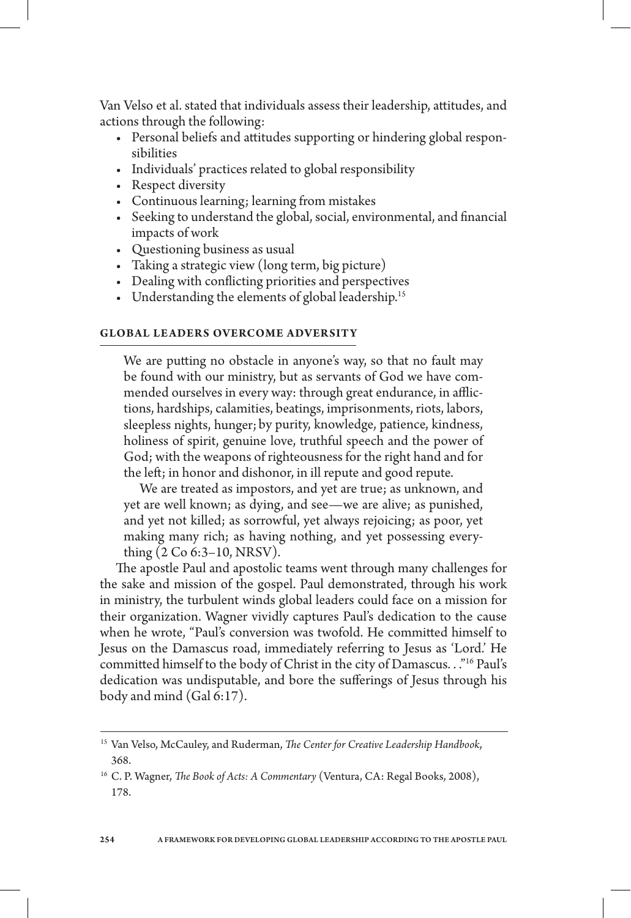Van Velso et al. stated that individuals assess their leadership, attitudes, and actions through the following:

- Personal beliefs and attitudes supporting or hindering global responsibilities
- Individuals' practices related to global responsibility
- Respect diversity
- Continuous learning; learning from mistakes
- Seeking to understand the global, social, environmental, and financial impacts of work
- Questioning business as usual
- Taking a strategic view (long term, big picture)
- Dealing with conflicting priorities and perspectives
- Understanding the elements of global leadership.[15]

## GLOBAL LEADERS OVERCOME ADVERSITY

> We are putting no obstacle in anyone's way, so that no fault may be found with our ministry, but as servants of God we have commended ourselves in every way: through great endurance, in afflictions, hardships, calamities, beatings, imprisonments, riots, labors, sleepless nights, hunger; by purity, knowledge, patience, kindness, holiness of spirit, genuine love, truthful speech and the power of God; with the weapons of righteousness for the right hand and for the left; in honor and dishonor, in ill repute and good repute.
>
> We are treated as impostors, and yet are true; as unknown, and yet are well known; as dying, and see—we are alive; as punished, and yet not killed; as sorrowful, yet always rejoicing; as poor, yet making many rich; as having nothing, and yet possessing everything (2 Co 6:3–10, NRSV).

The apostle Paul and apostolic teams went through many challenges for the sake and mission of the gospel. Paul demonstrated, through his work in ministry, the turbulent winds global leaders could face on a mission for their organization. Wagner vividly captures Paul's dedication to the cause when he wrote, "Paul's conversion was twofold. He committed himself to Jesus on the Damascus road, immediately referring to Jesus as 'Lord.' He committed himself to the body of Christ in the city of Damascus. . ."[16] Paul's dedication was undisputable, and bore the sufferings of Jesus through his body and mind (Gal 6:17).

---

[15] Van Velso, McCauley, and Ruderman, *The Center for Creative Leadership Handbook*, 368.

[16] C. P. Wagner, *The Book of Acts: A Commentary* (Ventura, CA: Regal Books, 2008), 178.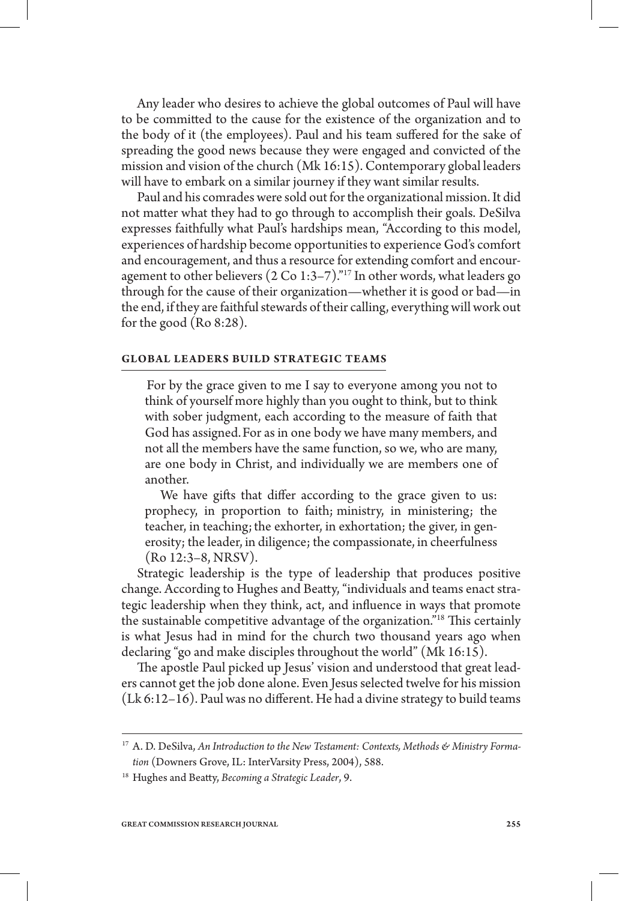Any leader who desires to achieve the global outcomes of Paul will have to be committed to the cause for the existence of the organization and to the body of it (the employees). Paul and his team suffered for the sake of spreading the good news because they were engaged and convicted of the mission and vision of the church (Mk 16:15). Contemporary global leaders will have to embark on a similar journey if they want similar results.

Paul and his comrades were sold out for the organizational mission. It did not matter what they had to go through to accomplish their goals. DeSilva expresses faithfully what Paul's hardships mean, "According to this model, experiences of hardship become opportunities to experience God's comfort and encouragement, and thus a resource for extending comfort and encouragement to other believers (2 Co 1:3–7)."[17] In other words, what leaders go through for the cause of their organization—whether it is good or bad—in the end, if they are faithful stewards of their calling, everything will work out for the good (Ro 8:28).

## GLOBAL LEADERS BUILD STRATEGIC TEAMS

> For by the grace given to me I say to everyone among you not to think of yourself more highly than you ought to think, but to think with sober judgment, each according to the measure of faith that God has assigned. For as in one body we have many members, and not all the members have the same function, so we, who are many, are one body in Christ, and individually we are members one of another.
>
> We have gifts that differ according to the grace given to us: prophecy, in proportion to faith; ministry, in ministering; the teacher, in teaching; the exhorter, in exhortation; the giver, in generosity; the leader, in diligence; the compassionate, in cheerfulness (Ro 12:3–8, NRSV).

Strategic leadership is the type of leadership that produces positive change. According to Hughes and Beatty, "individuals and teams enact strategic leadership when they think, act, and influence in ways that promote the sustainable competitive advantage of the organization."[18] This certainly is what Jesus had in mind for the church two thousand years ago when declaring "go and make disciples throughout the world" (Mk 16:15).

The apostle Paul picked up Jesus' vision and understood that great leaders cannot get the job done alone. Even Jesus selected twelve for his mission (Lk 6:12–16). Paul was no different. He had a divine strategy to build teams

---

[17] A. D. DeSilva, *An Introduction to the New Testament: Contexts, Methods & Ministry Formation* (Downers Grove, IL: InterVarsity Press, 2004), 588.

[18] Hughes and Beatty, *Becoming a Strategic Leader*, 9.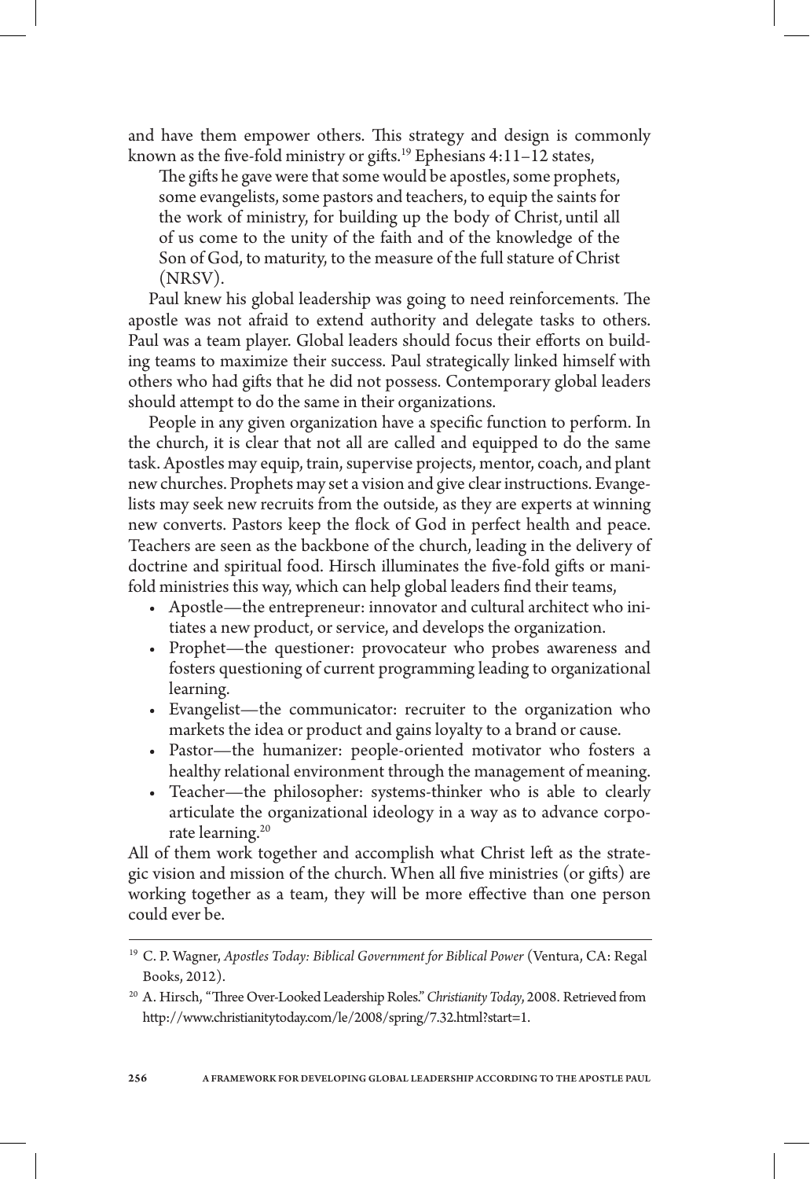and have them empower others. This strategy and design is commonly known as the five-fold ministry or gifts.[19] Ephesians 4:11–12 states,

> The gifts he gave were that some would be apostles, some prophets, some evangelists, some pastors and teachers, to equip the saints for the work of ministry, for building up the body of Christ, until all of us come to the unity of the faith and of the knowledge of the Son of God, to maturity, to the measure of the full stature of Christ (NRSV).

Paul knew his global leadership was going to need reinforcements. The apostle was not afraid to extend authority and delegate tasks to others. Paul was a team player. Global leaders should focus their efforts on building teams to maximize their success. Paul strategically linked himself with others who had gifts that he did not possess. Contemporary global leaders should attempt to do the same in their organizations.

People in any given organization have a specific function to perform. In the church, it is clear that not all are called and equipped to do the same task. Apostles may equip, train, supervise projects, mentor, coach, and plant new churches. Prophets may set a vision and give clear instructions. Evangelists may seek new recruits from the outside, as they are experts at winning new converts. Pastors keep the flock of God in perfect health and peace. Teachers are seen as the backbone of the church, leading in the delivery of doctrine and spiritual food. Hirsch illuminates the five-fold gifts or manifold ministries this way, which can help global leaders find their teams,

- Apostle—the entrepreneur: innovator and cultural architect who initiates a new product, or service, and develops the organization.
- Prophet—the questioner: provocateur who probes awareness and fosters questioning of current programming leading to organizational learning.
- Evangelist—the communicator: recruiter to the organization who markets the idea or product and gains loyalty to a brand or cause.
- Pastor—the humanizer: people-oriented motivator who fosters a healthy relational environment through the management of meaning.
- Teacher—the philosopher: systems-thinker who is able to clearly articulate the organizational ideology in a way as to advance corporate learning.[20]

All of them work together and accomplish what Christ left as the strategic vision and mission of the church. When all five ministries (or gifts) are working together as a team, they will be more effective than one person could ever be.

---

[19] C. P. Wagner, *Apostles Today: Biblical Government for Biblical Power* (Ventura, CA: Regal Books, 2012).

[20] A. Hirsch, "Three Over-Looked Leadership Roles." *Christianity Today*, 2008. Retrieved from http://www.christianitytoday.com/le/2008/spring/7.32.html?start=1.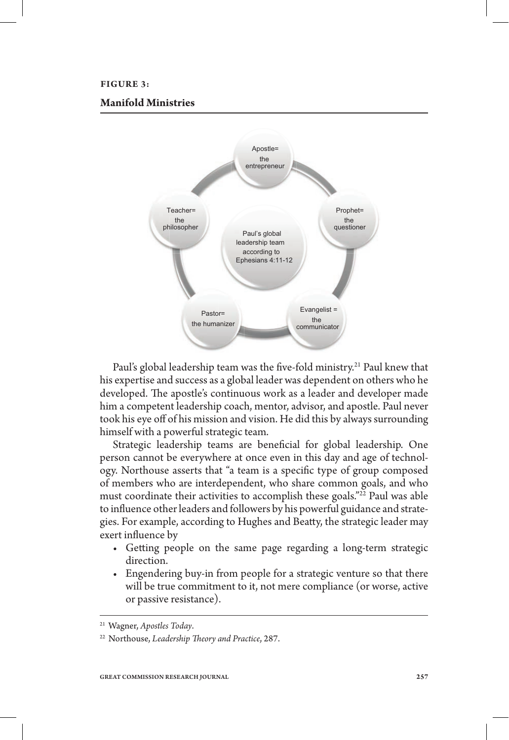**FIGURE 3:**

**Manifold Ministries**

Apostle= the entrepreneur

Prophet= the questioner

Evangelist = the communicator

Pastor= the humanizer

Teacher= the philosopher

Paul's global leadership team according to Ephesians 4:11-12

Paul's global leadership team was the five-fold ministry.[21] Paul knew that his expertise and success as a global leader was dependent on others who he developed. The apostle's continuous work as a leader and developer made him a competent leadership coach, mentor, advisor, and apostle. Paul never took his eye off of his mission and vision. He did this by always surrounding himself with a powerful strategic team.

Strategic leadership teams are beneficial for global leadership. One person cannot be everywhere at once even in this day and age of technology. Northouse asserts that "a team is a specific type of group composed of members who are interdependent, who share common goals, and who must coordinate their activities to accomplish these goals."[22] Paul was able to influence other leaders and followers by his powerful guidance and strategies. For example, according to Hughes and Beatty, the strategic leader may exert influence by

- Getting people on the same page regarding a long-term strategic direction.
- Engendering buy-in from people for a strategic venture so that there will be true commitment to it, not mere compliance (or worse, active or passive resistance).

---

[21] Wagner, *Apostles Today*.

[22] Northouse, *Leadership Theory and Practice*, 287.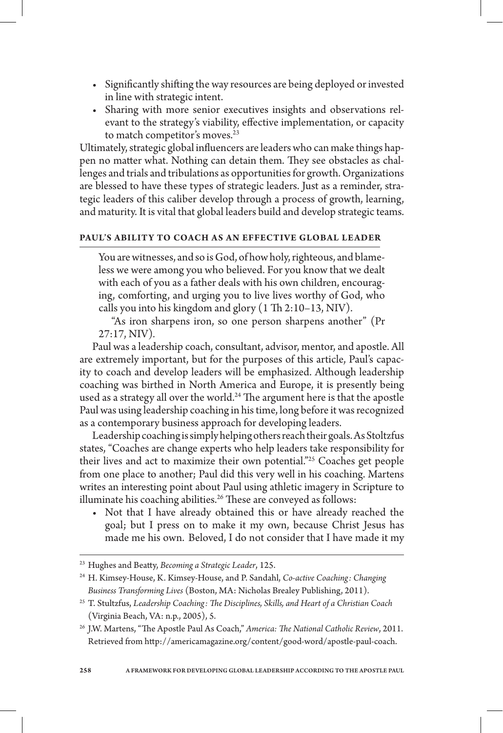- Significantly shifting the way resources are being deployed or invested in line with strategic intent.
- Sharing with more senior executives insights and observations relevant to the strategy's viability, effective implementation, or capacity to match competitor's moves.[23]

Ultimately, strategic global influencers are leaders who can make things happen no matter what. Nothing can detain them. They see obstacles as challenges and trials and tribulations as opportunities for growth. Organizations are blessed to have these types of strategic leaders. Just as a reminder, strategic leaders of this caliber develop through a process of growth, learning, and maturity. It is vital that global leaders build and develop strategic teams.

### PAUL'S ABILITY TO COACH AS AN EFFECTIVE GLOBAL LEADER

> You are witnesses, and so is God, of how holy, righteous, and blameless we were among you who believed. For you know that we dealt with each of you as a father deals with his own children, encouraging, comforting, and urging you to live lives worthy of God, who calls you into his kingdom and glory (1 Th 2:10–13, NIV).
>
> "As iron sharpens iron, so one person sharpens another" (Pr 27:17, NIV).

Paul was a leadership coach, consultant, advisor, mentor, and apostle. All are extremely important, but for the purposes of this article, Paul's capacity to coach and develop leaders will be emphasized. Although leadership coaching was birthed in North America and Europe, it is presently being used as a strategy all over the world.[24] The argument here is that the apostle Paul was using leadership coaching in his time, long before it was recognized as a contemporary business approach for developing leaders.

Leadership coaching is simply helping others reach their goals. As Stoltzfus states, "Coaches are change experts who help leaders take responsibility for their lives and act to maximize their own potential."[25] Coaches get people from one place to another; Paul did this very well in his coaching. Martens writes an interesting point about Paul using athletic imagery in Scripture to illuminate his coaching abilities.[26] These are conveyed as follows:

- Not that I have already obtained this or have already reached the goal; but I press on to make it my own, because Christ Jesus has made me his own. Beloved, I do not consider that I have made it my

---

[23] Hughes and Beatty, *Becoming a Strategic Leader*, 125.

[24] H. Kimsey-House, K. Kimsey-House, and P. Sandahl, *Co-active Coaching: Changing Business Transforming Lives* (Boston, MA: Nicholas Brealey Publishing, 2011).

[25] T. Stultzfus, *Leadership Coaching: The Disciplines, Skills, and Heart of a Christian Coach* (Virginia Beach, VA: n.p., 2005), 5.

[26] J.W. Martens, "The Apostle Paul As Coach," *America: The National Catholic Review*, 2011. Retrieved from http://americamagazine.org/content/good-word/apostle-paul-coach.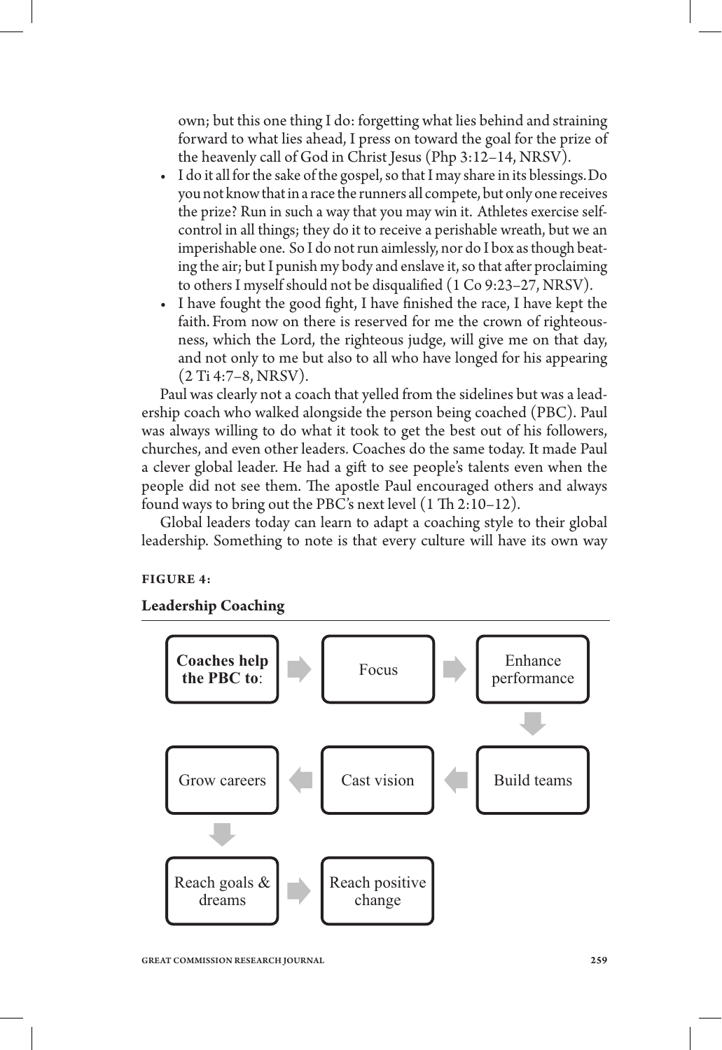own; but this one thing I do: forgetting what lies behind and straining forward to what lies ahead, I press on toward the goal for the prize of the heavenly call of God in Christ Jesus (Php 3:12–14, NRSV).

- I do it all for the sake of the gospel, so that I may share in its blessings. Do you not know that in a race the runners all compete, but only one receives the prize? Run in such a way that you may win it. Athletes exercise self-control in all things; they do it to receive a perishable wreath, but we an imperishable one. So I do not run aimlessly, nor do I box as though beating the air; but I punish my body and enslave it, so that after proclaiming to others I myself should not be disqualified (1 Co 9:23–27, NRSV).
- I have fought the good fight, I have finished the race, I have kept the faith. From now on there is reserved for me the crown of righteousness, which the Lord, the righteous judge, will give me on that day, and not only to me but also to all who have longed for his appearing (2 Ti 4:7–8, NRSV).

Paul was clearly not a coach that yelled from the sidelines but was a leadership coach who walked alongside the person being coached (PBC). Paul was always willing to do what it took to get the best out of his followers, churches, and even other leaders. Coaches do the same today. It made Paul a clever global leader. He had a gift to see people's talents even when the people did not see them. The apostle Paul encouraged others and always found ways to bring out the PBC's next level (1 Th 2:10–12).

Global leaders today can learn to adapt a coaching style to their global leadership. Something to note is that every culture will have its own way

**FIGURE 4:**

**Leadership Coaching**

**Coaches help the PBC to**: → Focus → Enhance performance → Build teams → Cast vision → Grow careers → Reach goals & dreams → Reach positive change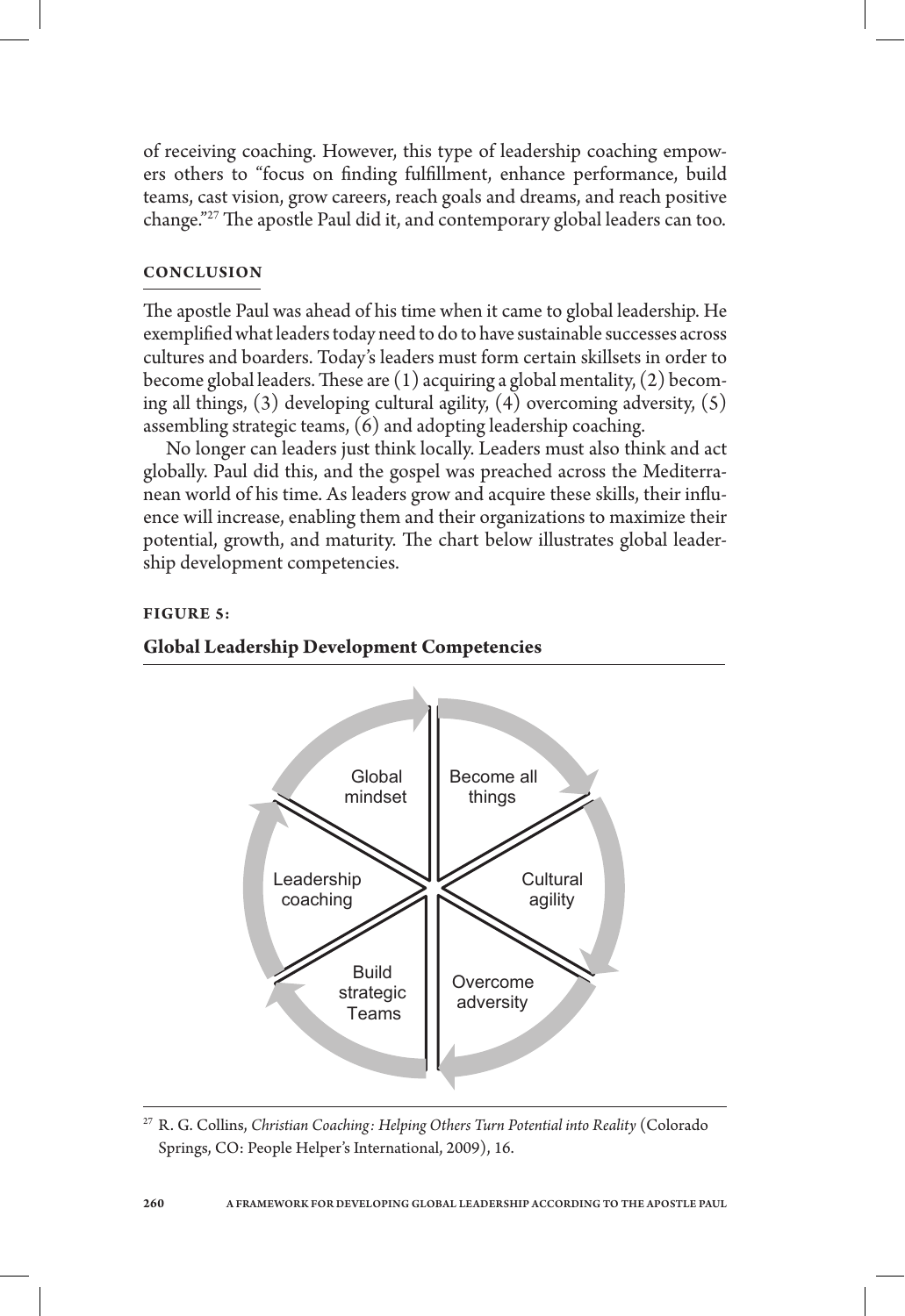of receiving coaching. However, this type of leadership coaching empowers others to "focus on finding fulfillment, enhance performance, build teams, cast vision, grow careers, reach goals and dreams, and reach positive change."[27] The apostle Paul did it, and contemporary global leaders can too.

## CONCLUSION

The apostle Paul was ahead of his time when it came to global leadership. He exemplified what leaders today need to do to have sustainable successes across cultures and boarders. Today's leaders must form certain skillsets in order to become global leaders. These are (1) acquiring a global mentality, (2) becoming all things, (3) developing cultural agility, (4) overcoming adversity, (5) assembling strategic teams, (6) and adopting leadership coaching.

No longer can leaders just think locally. Leaders must also think and act globally. Paul did this, and the gospel was preached across the Mediterranean world of his time. As leaders grow and acquire these skills, their influence will increase, enabling them and their organizations to maximize their potential, growth, and maturity. The chart below illustrates global leadership development competencies.

**FIGURE 5:**

**Global Leadership Development Competencies**

Global mindset | Become all things | Cultural agility | Overcome adversity | Build strategic Teams | Leadership coaching

---

[27] R. G. Collins, *Christian Coaching: Helping Others Turn Potential into Reality* (Colorado Springs, CO: People Helper's International, 2009), 16.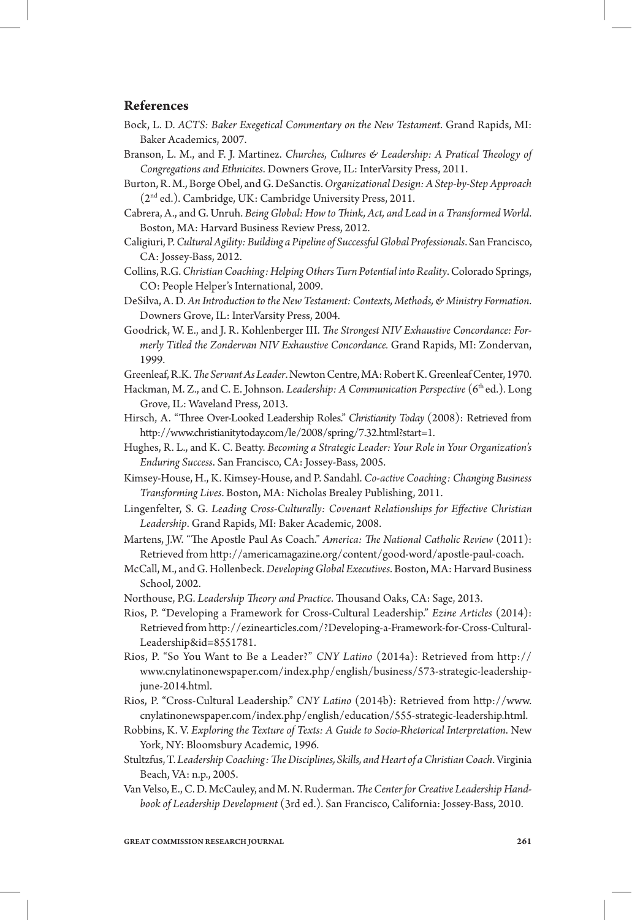## References

Bock, L. D. *ACTS: Baker Exegetical Commentary on the New Testament*. Grand Rapids, MI: Baker Academics, 2007.

Branson, L. M., and F. J. Martinez. *Churches, Cultures & Leadership: A Pratical Theology of Congregations and Ethnicites*. Downers Grove, IL: InterVarsity Press, 2011.

Burton, R. M., Borge Obel, and G. DeSanctis. *Organizational Design: A Step-by-Step Approach* (2nd ed.). Cambridge, UK: Cambridge University Press, 2011.

Cabrera, A., and G. Unruh. *Being Global: How to Think, Act, and Lead in a Transformed World*. Boston, MA: Harvard Business Review Press, 2012.

Caligiuri, P. *Cultural Agility: Building a Pipeline of Successful Global Professionals*. San Francisco, CA: Jossey-Bass, 2012.

Collins, R.G. *Christian Coaching: Helping Others Turn Potential into Reality*. Colorado Springs, CO: People Helper's International, 2009.

DeSilva, A. D. *An Introduction to the New Testament: Contexts, Methods, & Ministry Formation*. Downers Grove, IL: InterVarsity Press, 2004.

Goodrick, W. E., and J. R. Kohlenberger III. *The Strongest NIV Exhaustive Concordance: Formerly Titled the Zondervan NIV Exhaustive Concordance.* Grand Rapids, MI: Zondervan, 1999.

Greenleaf, R.K. *The Servant As Leader*. Newton Centre, MA: Robert K. Greenleaf Center, 1970.

Hackman, M. Z., and C. E. Johnson. *Leadership: A Communication Perspective* (6th ed.). Long Grove, IL: Waveland Press, 2013.

Hirsch, A. "Three Over-Looked Leadership Roles." *Christianity Today* (2008): Retrieved from http://www.christianitytoday.com/le/2008/spring/7.32.html?start=1.

Hughes, R. L., and K. C. Beatty. *Becoming a Strategic Leader: Your Role in Your Organization's Enduring Success*. San Francisco, CA: Jossey-Bass, 2005.

Kimsey-House, H., K. Kimsey-House, and P. Sandahl. *Co-active Coaching: Changing Business Transforming Lives*. Boston, MA: Nicholas Brealey Publishing, 2011.

Lingenfelter, S. G. *Leading Cross-Culturally: Covenant Relationships for Effective Christian Leadership*. Grand Rapids, MI: Baker Academic, 2008.

Martens, J.W. "The Apostle Paul As Coach." *America: The National Catholic Review* (2011): Retrieved from http://americamagazine.org/content/good-word/apostle-paul-coach.

McCall, M., and G. Hollenbeck. *Developing Global Executives*. Boston, MA: Harvard Business School, 2002.

Northouse, P.G. *Leadership Theory and Practice*. Thousand Oaks, CA: Sage, 2013.

Rios, P. "Developing a Framework for Cross-Cultural Leadership." *Ezine Articles* (2014): Retrieved from http://ezinearticles.com/?Developing-a-Framework-for-Cross-Cultural-Leadership&id=8551781.

Rios, P. "So You Want to Be a Leader?" *CNY Latino* (2014a): Retrieved from http://www.cnylatinonewspaper.com/index.php/english/business/573-strategic-leadership-june-2014.html.

Rios, P. "Cross-Cultural Leadership." *CNY Latino* (2014b): Retrieved from http://www.cnylatinonewspaper.com/index.php/english/education/555-strategic-leadership.html.

Robbins, K. V. *Exploring the Texture of Texts: A Guide to Socio-Rhetorical Interpretation*. New York, NY: Bloomsbury Academic, 1996.

Stultzfus, T. *Leadership Coaching: The Disciplines, Skills, and Heart of a Christian Coach*. Virginia Beach, VA: n.p., 2005.

Van Velso, E., C. D. McCauley, and M. N. Ruderman. *The Center for Creative Leadership Handbook of Leadership Development* (3rd ed.). San Francisco, California: Jossey-Bass, 2010.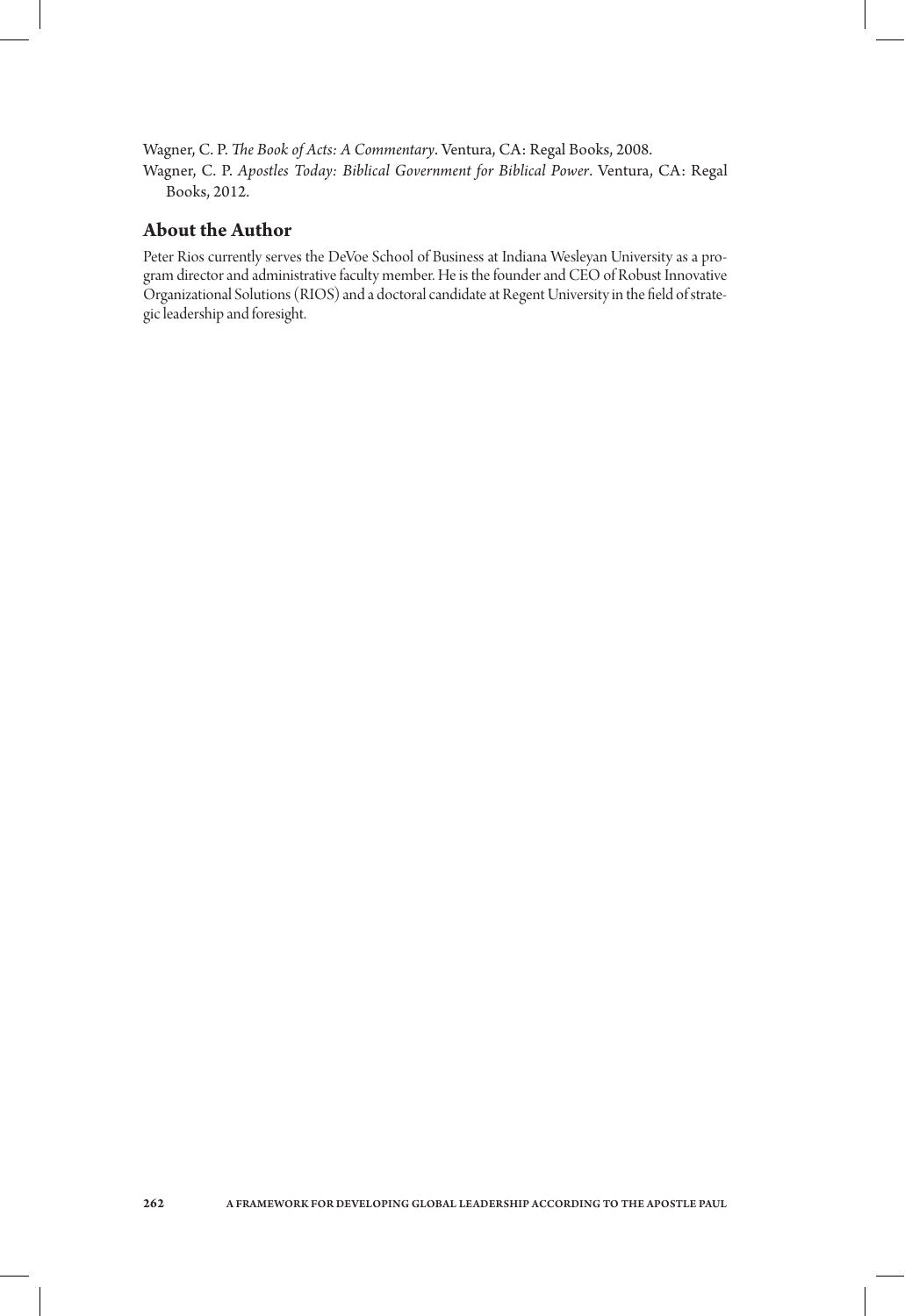Wagner, C. P. *The Book of Acts: A Commentary*. Ventura, CA: Regal Books, 2008.

Wagner, C. P. *Apostles Today: Biblical Government for Biblical Power*. Ventura, CA: Regal Books, 2012.

## About the Author

Peter Rios currently serves the DeVoe School of Business at Indiana Wesleyan University as a program director and administrative faculty member. He is the founder and CEO of Robust Innovative Organizational Solutions (RIOS) and a doctoral candidate at Regent University in the field of strategic leadership and foresight.